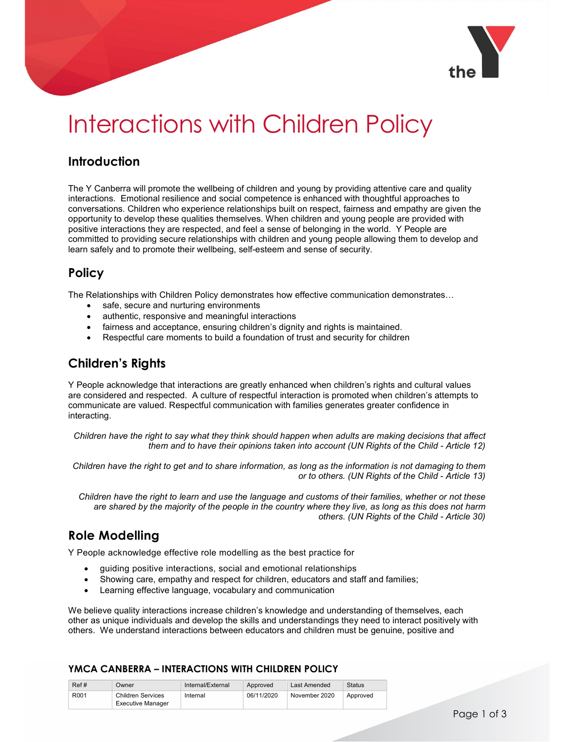# Interactions with Children Policy

## Introduction

The Y Canberra will promote the wellbeing of children and young by providing attentive care and quality interactions. Emotional resilience and social competence is enhanced with thoughtful approaches to conversations. Children who experience relationships built on respect, fairness and empathy are given the opportunity to develop these qualities themselves. When children and young people are provided with positive interactions they are respected, and feel a sense of belonging in the world. Y People are committed to providing secure relationships with children and young people allowing them to develop and learn safely and to promote their wellbeing, self-esteem and sense of security.

## Policy

The Relationships with Children Policy demonstrates how effective communication demonstrates…

- safe, secure and nurturing environments
- authentic, responsive and meaningful interactions
- fairness and acceptance, ensuring children's dignity and rights is maintained.
- Respectful care moments to build a foundation of trust and security for children

## Children's Rights

Y People acknowledge that interactions are greatly enhanced when children's rights and cultural values are considered and respected. A culture of respectful interaction is promoted when children's attempts to communicate are valued. Respectful communication with families generates greater confidence in interacting.

*Children have the right to say what they think should happen when adults are making decisions that affect them and to have their opinions taken into account (UN Rights of the Child - Article 12)*

*Children have the right to get and to share information, as long as the information is not damaging to them or to others. (UN Rights of the Child - Article 13)*

*Children have the right to learn and use the language and customs of their families, whether or not these are shared by the majority of the people in the country where they live, as long as this does not harm others. (UN Rights of the Child - Article 30)*

## Role Modelling

Y People acknowledge effective role modelling as the best practice for

- guiding positive interactions, social and emotional relationships
- Showing care, empathy and respect for children, educators and staff and families;
- Learning effective language, vocabulary and communication

We believe quality interactions increase children's knowledge and understanding of themselves, each other as unique individuals and develop the skills and understandings they need to interact positively with others. We understand interactions between educators and children must be genuine, positive and

**YMCA CANBERRA – INTERACTIONS WITH CHILDREN POLICY**

| Ref # | Owner | Internal/External | Approved | Last Amended | Status |
| --- | --- | --- | --- | --- | --- |
| R001 | Children Services Executive Manager | Internal | 06/11/2020 | November 2020 | Approved |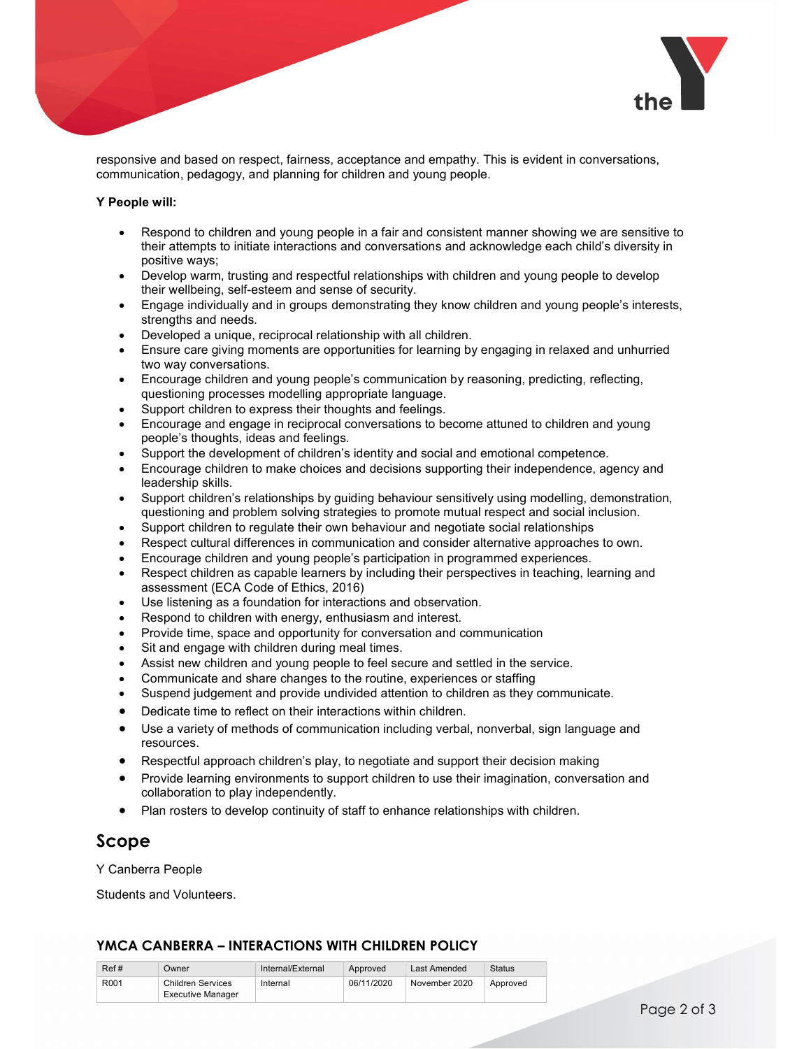responsive and based on respect, fairness, acceptance and empathy. This is evident in conversations, communication, pedagogy, and planning for children and young people.

**Y People will:**

- Respond to children and young people in a fair and consistent manner showing we are sensitive to their attempts to initiate interactions and conversations and acknowledge each child's diversity in positive ways;
- Develop warm, trusting and respectful relationships with children and young people to develop their wellbeing, self-esteem and sense of security.
- Engage individually and in groups demonstrating they know children and young people's interests, strengths and needs.
- Developed a unique, reciprocal relationship with all children.
- Ensure care giving moments are opportunities for learning by engaging in relaxed and unhurried two way conversations.
- Encourage children and young people's communication by reasoning, predicting, reflecting, questioning processes modelling appropriate language.
- Support children to express their thoughts and feelings.
- Encourage and engage in reciprocal conversations to become attuned to children and young people's thoughts, ideas and feelings.
- Support the development of children's identity and social and emotional competence.
- Encourage children to make choices and decisions supporting their independence, agency and leadership skills.
- Support children's relationships by guiding behaviour sensitively using modelling, demonstration, questioning and problem solving strategies to promote mutual respect and social inclusion.
- Support children to regulate their own behaviour and negotiate social relationships
- Respect cultural differences in communication and consider alternative approaches to own.
- Encourage children and young people's participation in programmed experiences.
- Respect children as capable learners by including their perspectives in teaching, learning and assessment (ECA Code of Ethics, 2016)
- Use listening as a foundation for interactions and observation.
- Respond to children with energy, enthusiasm and interest.
- Provide time, space and opportunity for conversation and communication
- Sit and engage with children during meal times.
- Assist new children and young people to feel secure and settled in the service.
- Communicate and share changes to the routine, experiences or staffing
- Suspend judgement and provide undivided attention to children as they communicate.
- Dedicate time to reflect on their interactions within children.
- Use a variety of methods of communication including verbal, nonverbal, sign language and resources.
- Respectful approach children's play, to negotiate and support their decision making
- Provide learning environments to support children to use their imagination, conversation and collaboration to play independently.
- Plan rosters to develop continuity of staff to enhance relationships with children.

## Scope

Y Canberra People

Students and Volunteers.

**YMCA CANBERRA – INTERACTIONS WITH CHILDREN POLICY**

| Ref # | Owner | Internal/External | Approved | Last Amended | Status |
|---|---|---|---|---|---|
| R001 | Children Services Executive Manager | Internal | 06/11/2020 | November 2020 | Approved |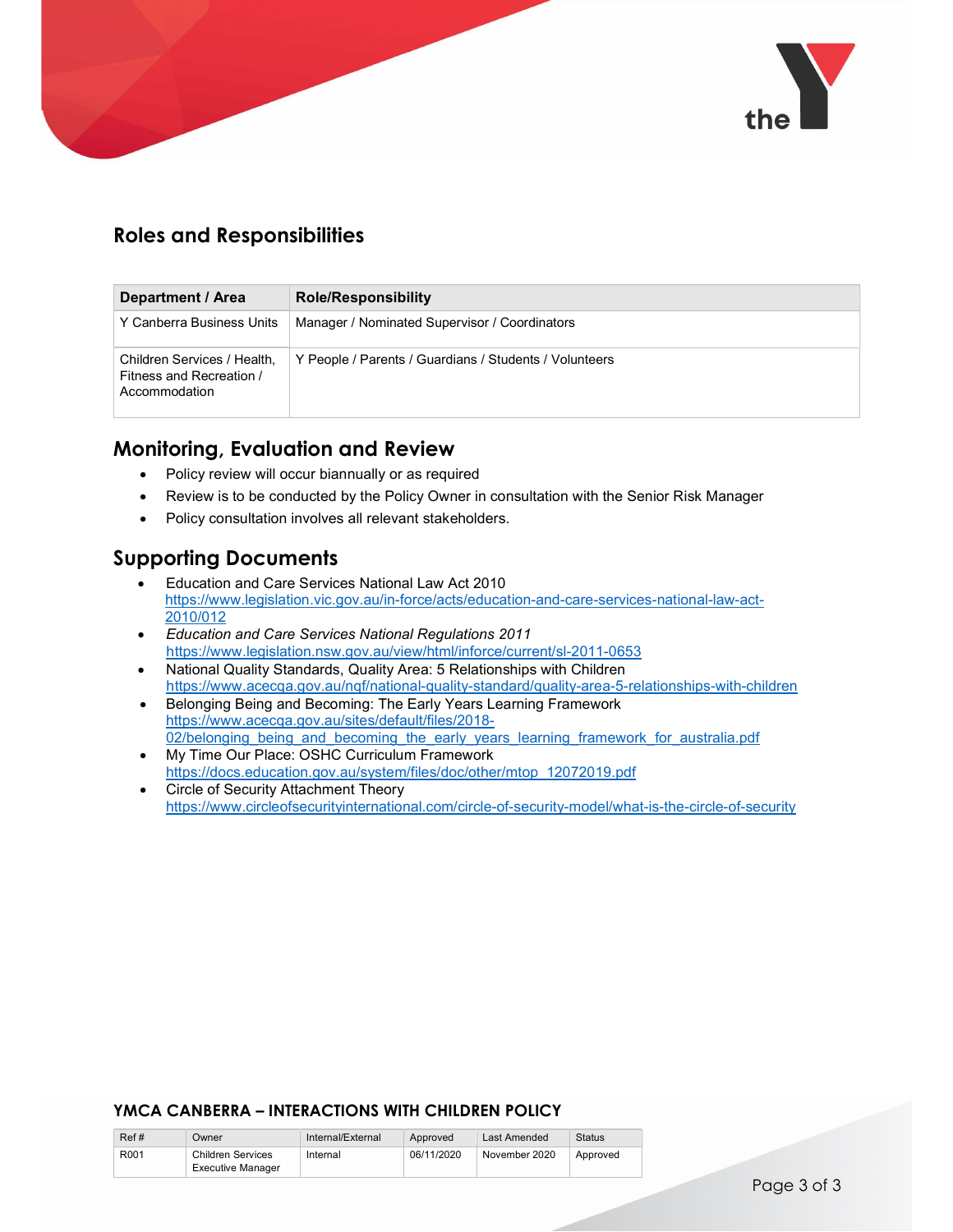## Roles and Responsibilities

| Department / Area | Role/Responsibility |
|---|---|
| Y Canberra Business Units | Manager / Nominated Supervisor / Coordinators |
| Children Services / Health, Fitness and Recreation / Accommodation | Y People / Parents / Guardians / Students / Volunteers |

## Monitoring, Evaluation and Review

- Policy review will occur biannually or as required
- Review is to be conducted by the Policy Owner in consultation with the Senior Risk Manager
- Policy consultation involves all relevant stakeholders.

## Supporting Documents

- Education and Care Services National Law Act 2010
  https://www.legislation.vic.gov.au/in-force/acts/education-and-care-services-national-law-act-2010/012
- *Education and Care Services National Regulations 2011*
  https://www.legislation.nsw.gov.au/view/html/inforce/current/sl-2011-0653
- National Quality Standards, Quality Area: 5 Relationships with Children
  https://www.acecqa.gov.au/nqf/national-quality-standard/quality-area-5-relationships-with-children
- Belonging Being and Becoming: The Early Years Learning Framework
  https://www.acecqa.gov.au/sites/default/files/2018-02/belonging_being_and_becoming_the_early_years_learning_framework_for_australia.pdf
- My Time Our Place: OSHC Curriculum Framework
  https://docs.education.gov.au/system/files/doc/other/mtop_12072019.pdf
- Circle of Security Attachment Theory
  https://www.circleofsecurityinternational.com/circle-of-security-model/what-is-the-circle-of-security

**YMCA CANBERRA – INTERACTIONS WITH CHILDREN POLICY**

| Ref # | Owner | Internal/External | Approved | Last Amended | Status |
|---|---|---|---|---|---|
| R001 | Children Services Executive Manager | Internal | 06/11/2020 | November 2020 | Approved |